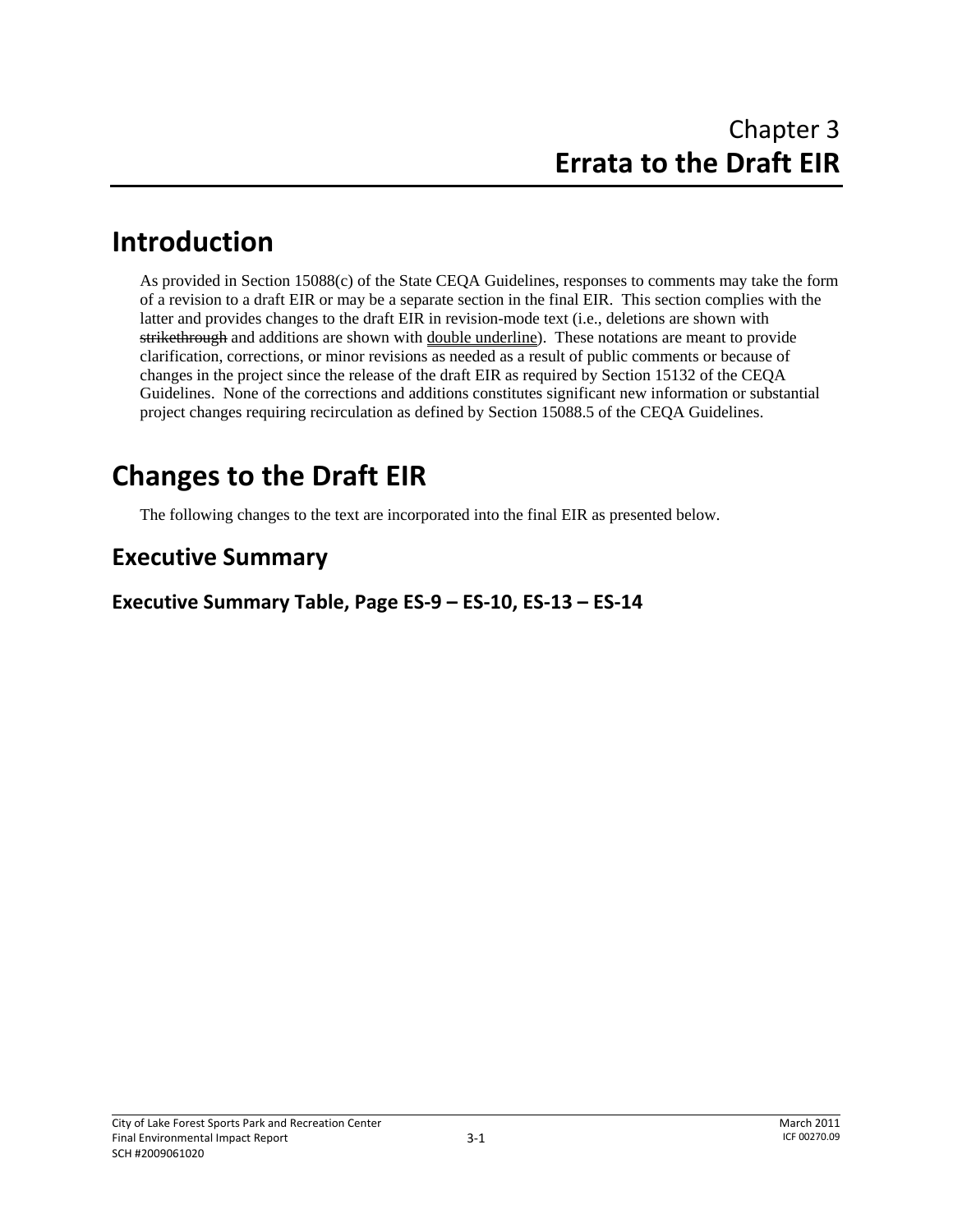# Chapter 3
# Errata to the Draft EIR

## Introduction

As provided in Section 15088(c) of the State CEQA Guidelines, responses to comments may take the form of a revision to a draft EIR or may be a separate section in the final EIR. This section complies with the latter and provides changes to the draft EIR in revision-mode text (i.e., deletions are shown with ~~strikethrough~~ and additions are shown with <u>double underline</u>). These notations are meant to provide clarification, corrections, or minor revisions as needed as a result of public comments or because of changes in the project since the release of the draft EIR as required by Section 15132 of the CEQA Guidelines. None of the corrections and additions constitutes significant new information or substantial project changes requiring recirculation as defined by Section 15088.5 of the CEQA Guidelines.

## Changes to the Draft EIR

The following changes to the text are incorporated into the final EIR as presented below.

### Executive Summary

#### Executive Summary Table, Page ES-9 – ES-10, ES-13 – ES-14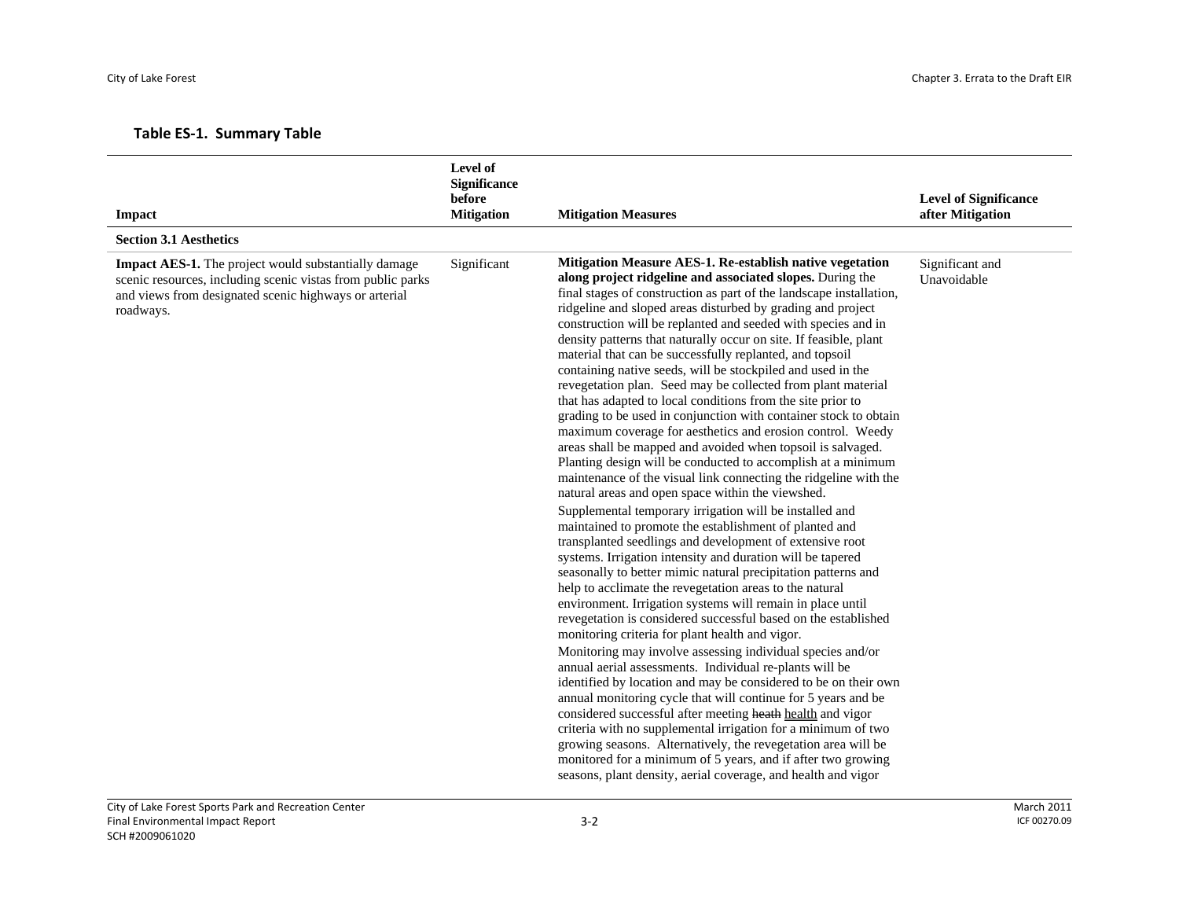**Table ES-1. Summary Table**

| Impact | Level of Significance before Mitigation | Mitigation Measures | Level of Significance after Mitigation |
|---|---|---|---|
| **Section 3.1 Aesthetics** | | | |
| **Impact AES-1.** The project would substantially damage scenic resources, including scenic vistas from public parks and views from designated scenic highways or arterial roadways. | Significant | **Mitigation Measure AES-1. Re-establish native vegetation along project ridgeline and associated slopes.** During the final stages of construction as part of the landscape installation, ridgeline and sloped areas disturbed by grading and project construction will be replanted and seeded with species and in density patterns that naturally occur on site. If feasible, plant material that can be successfully replanted, and topsoil containing native seeds, will be stockpiled and used in the revegetation plan. Seed may be collected from plant material that has adapted to local conditions from the site prior to grading to be used in conjunction with container stock to obtain maximum coverage for aesthetics and erosion control. Weedy areas shall be mapped and avoided when topsoil is salvaged. Planting design will be conducted to accomplish at a minimum maintenance of the visual link connecting the ridgeline with the natural areas and open space within the viewshed.<br><br>Supplemental temporary irrigation will be installed and maintained to promote the establishment of planted and transplanted seedlings and development of extensive root systems. Irrigation intensity and duration will be tapered seasonally to better mimic natural precipitation patterns and help to acclimate the revegetation areas to the natural environment. Irrigation systems will remain in place until revegetation is considered successful based on the established monitoring criteria for plant health and vigor.<br><br>Monitoring may involve assessing individual species and/or annual aerial assessments. Individual re-plants will be identified by location and may be considered to be on their own annual monitoring cycle that will continue for 5 years and be considered successful after meeting ~~heath~~ <u>health</u> and vigor criteria with no supplemental irrigation for a minimum of two growing seasons. Alternatively, the revegetation area will be monitored for a minimum of 5 years, and if after two growing seasons, plant density, aerial coverage, and health and vigor | Significant and Unavoidable |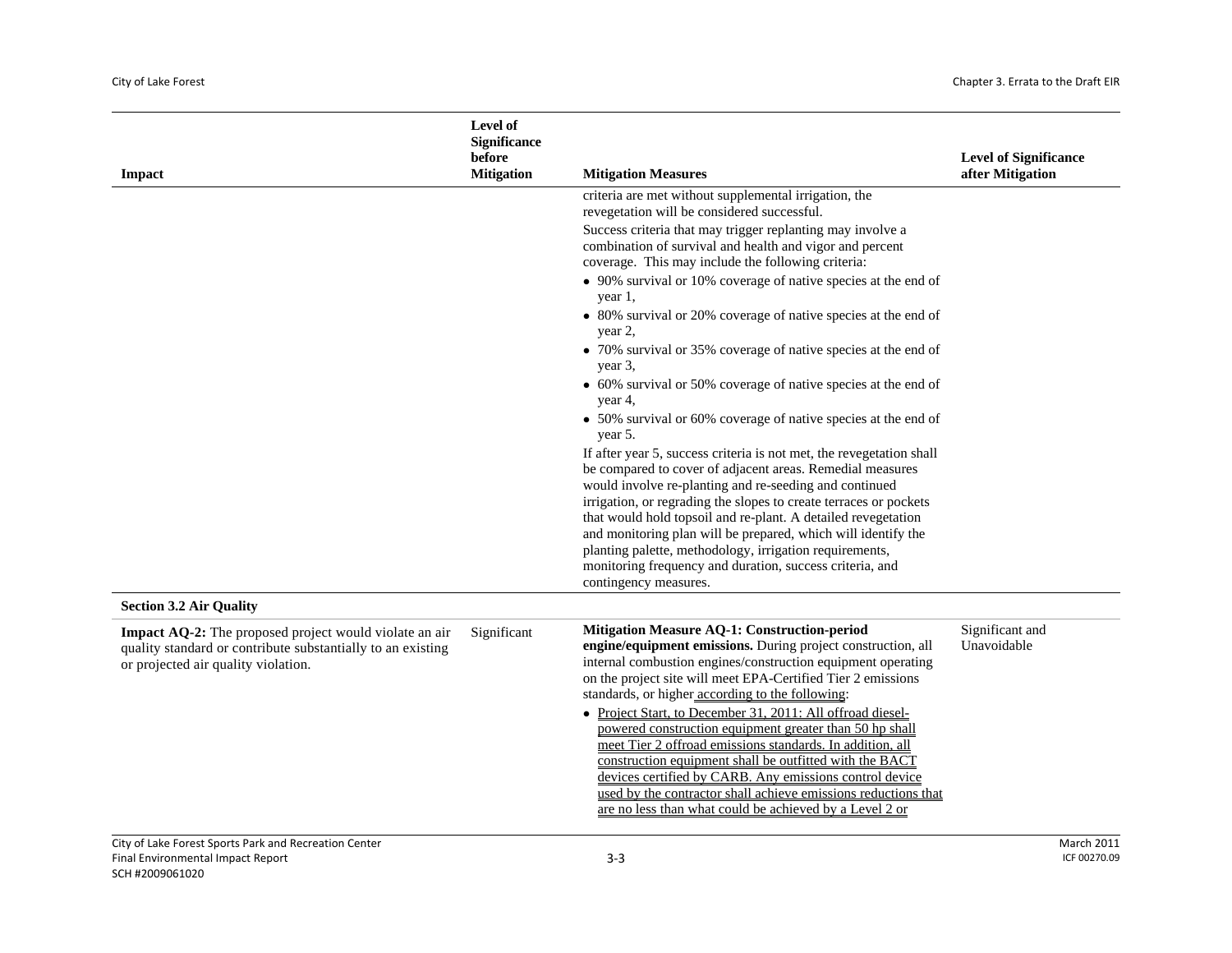| Impact | Level of Significance before Mitigation | Mitigation Measures | Level of Significance after Mitigation |
|---|---|---|---|
| | | criteria are met without supplemental irrigation, the revegetation will be considered successful.<br>Success criteria that may trigger replanting may involve a combination of survival and health and vigor and percent coverage. This may include the following criteria:<br>• 90% survival or 10% coverage of native species at the end of year 1,<br>• 80% survival or 20% coverage of native species at the end of year 2,<br>• 70% survival or 35% coverage of native species at the end of year 3,<br>• 60% survival or 50% coverage of native species at the end of year 4,<br>• 50% survival or 60% coverage of native species at the end of year 5.<br>If after year 5, success criteria is not met, the revegetation shall be compared to cover of adjacent areas. Remedial measures would involve re-planting and re-seeding and continued irrigation, or regrading the slopes to create terraces or pockets that would hold topsoil and re-plant. A detailed revegetation and monitoring plan will be prepared, which will identify the planting palette, methodology, irrigation requirements, monitoring frequency and duration, success criteria, and contingency measures. | |
| **Section 3.2 Air Quality** | | | |
| **Impact AQ-2:** The proposed project would violate an air quality standard or contribute substantially to an existing or projected air quality violation. | Significant | **Mitigation Measure AQ-1: Construction-period engine/equipment emissions.** During project construction, all internal combustion engines/construction equipment operating on the project site will meet EPA-Certified Tier 2 emissions standards, or higher according to the following:<br>• Project Start, to December 31, 2011: All offroad diesel-powered construction equipment greater than 50 hp shall meet Tier 2 offroad emissions standards. In addition, all construction equipment shall be outfitted with the BACT devices certified by CARB. Any emissions control device used by the contractor shall achieve emissions reductions that are no less than what could be achieved by a Level 2 or | Significant and Unavoidable |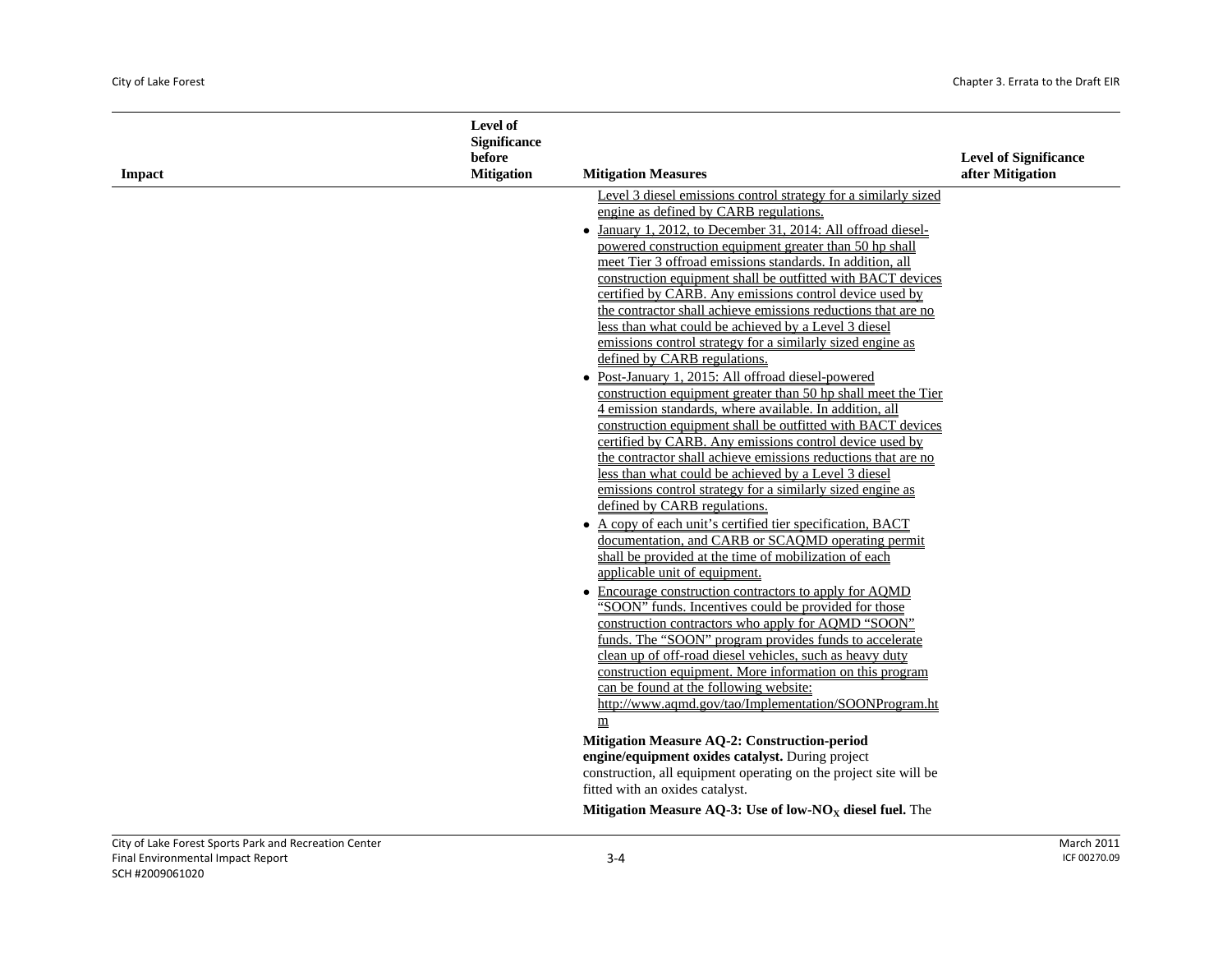| Impact | Level of Significance before Mitigation | Mitigation Measures | Level of Significance after Mitigation |
|---|---|---|---|
| | | Level 3 diesel emissions control strategy for a similarly sized engine as defined by CARB regulations.<br>• January 1, 2012, to December 31, 2014: All offroad diesel-powered construction equipment greater than 50 hp shall meet Tier 3 offroad emissions standards. In addition, all construction equipment shall be outfitted with BACT devices certified by CARB. Any emissions control device used by the contractor shall achieve emissions reductions that are no less than what could be achieved by a Level 3 diesel emissions control strategy for a similarly sized engine as defined by CARB regulations.<br>• Post-January 1, 2015: All offroad diesel-powered construction equipment greater than 50 hp shall meet the Tier 4 emission standards, where available. In addition, all construction equipment shall be outfitted with BACT devices certified by CARB. Any emissions control device used by the contractor shall achieve emissions reductions that are no less than what could be achieved by a Level 3 diesel emissions control strategy for a similarly sized engine as defined by CARB regulations.<br>• A copy of each unit's certified tier specification, BACT documentation, and CARB or SCAQMD operating permit shall be provided at the time of mobilization of each applicable unit of equipment.<br>• Encourage construction contractors to apply for AQMD "SOON" funds. Incentives could be provided for those construction contractors who apply for AQMD "SOON" funds. The "SOON" program provides funds to accelerate clean up of off-road diesel vehicles, such as heavy duty construction equipment. More information on this program can be found at the following website: http://www.aqmd.gov/tao/Implementation/SOONProgram.htm<br>**Mitigation Measure AQ-2: Construction-period engine/equipment oxides catalyst.** During project construction, all equipment operating on the project site will be fitted with an oxides catalyst.<br>**Mitigation Measure AQ-3: Use of low-$NO_X$ diesel fuel.** The | |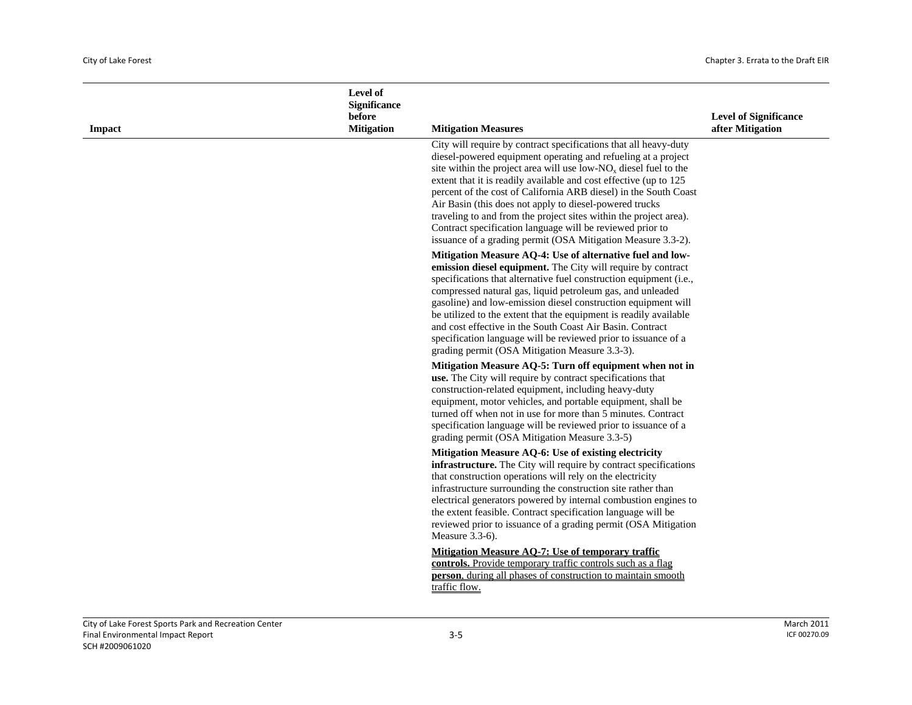| Impact | Level of Significance before Mitigation | Mitigation Measures | Level of Significance after Mitigation |
|---|---|---|---|
| | | City will require by contract specifications that all heavy-duty diesel-powered equipment operating and refueling at a project site within the project area will use low-$NO_x$ diesel fuel to the extent that it is readily available and cost effective (up to 125 percent of the cost of California ARB diesel) in the South Coast Air Basin (this does not apply to diesel-powered trucks traveling to and from the project sites within the project area). Contract specification language will be reviewed prior to issuance of a grading permit (OSA Mitigation Measure 3.3-2).<br><br>**Mitigation Measure AQ-4: Use of alternative fuel and low-emission diesel equipment.** The City will require by contract specifications that alternative fuel construction equipment (i.e., compressed natural gas, liquid petroleum gas, and unleaded gasoline) and low-emission diesel construction equipment will be utilized to the extent that the equipment is readily available and cost effective in the South Coast Air Basin. Contract specification language will be reviewed prior to issuance of a grading permit (OSA Mitigation Measure 3.3-3).<br><br>**Mitigation Measure AQ-5: Turn off equipment when not in use.** The City will require by contract specifications that construction-related equipment, including heavy-duty equipment, motor vehicles, and portable equipment, shall be turned off when not in use for more than 5 minutes. Contract specification language will be reviewed prior to issuance of a grading permit (OSA Mitigation Measure 3.3-5)<br><br>**Mitigation Measure AQ-6: Use of existing electricity infrastructure.** The City will require by contract specifications that construction operations will rely on the electricity infrastructure surrounding the construction site rather than electrical generators powered by internal combustion engines to the extent feasible. Contract specification language will be reviewed prior to issuance of a grading permit (OSA Mitigation Measure 3.3-6).<br><br><u>**Mitigation Measure AQ-7: Use of temporary traffic controls.** Provide temporary traffic controls such as a flag **person**, during all phases of construction to maintain smooth traffic flow.</u> | |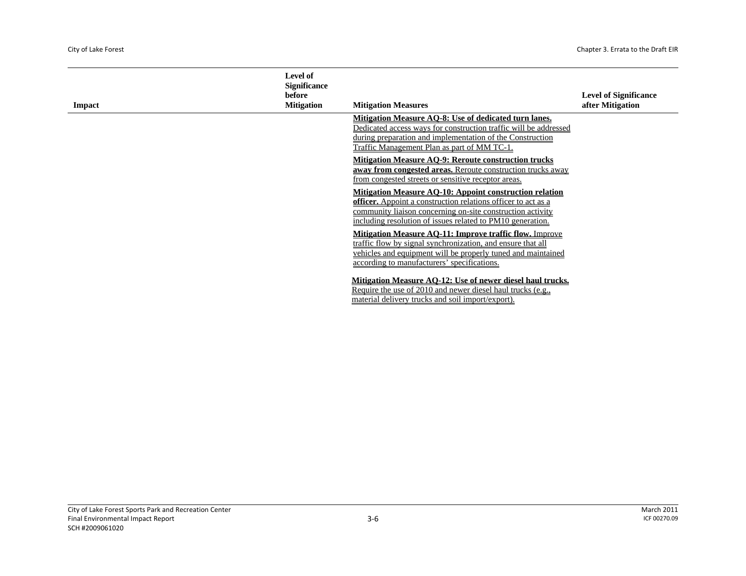| Impact | Level of Significance before Mitigation | Mitigation Measures | Level of Significance after Mitigation |
|---|---|---|---|
| | | **Mitigation Measure AQ-8: Use of dedicated turn lanes.** Dedicated access ways for construction traffic will be addressed during preparation and implementation of the Construction Traffic Management Plan as part of MM TC-1.<br><br>**Mitigation Measure AQ-9: Reroute construction trucks away from congested areas.** Reroute construction trucks away from congested streets or sensitive receptor areas.<br><br>**Mitigation Measure AQ-10: Appoint construction relation officer.** Appoint a construction relations officer to act as a community liaison concerning on-site construction activity including resolution of issues related to PM10 generation.<br><br>**Mitigation Measure AQ-11: Improve traffic flow.** Improve traffic flow by signal synchronization, and ensure that all vehicles and equipment will be properly tuned and maintained according to manufacturers' specifications.<br><br>**Mitigation Measure AQ-12: Use of newer diesel haul trucks.** Require the use of 2010 and newer diesel haul trucks (e.g., material delivery trucks and soil import/export). | |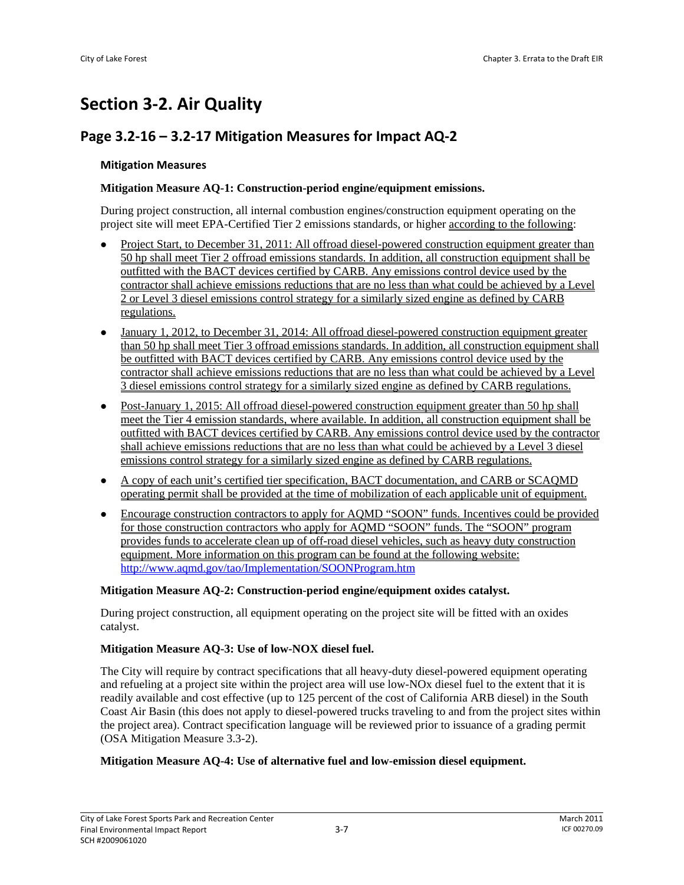# Section 3-2. Air Quality

## Page 3.2-16 – 3.2-17 Mitigation Measures for Impact AQ-2

### Mitigation Measures

**Mitigation Measure AQ-1: Construction-period engine/equipment emissions.**

During project construction, all internal combustion engines/construction equipment operating on the project site will meet EPA-Certified Tier 2 emissions standards, or higher according to the following:

- Project Start, to December 31, 2011: All offroad diesel-powered construction equipment greater than 50 hp shall meet Tier 2 offroad emissions standards. In addition, all construction equipment shall be outfitted with the BACT devices certified by CARB. Any emissions control device used by the contractor shall achieve emissions reductions that are no less than what could be achieved by a Level 2 or Level 3 diesel emissions control strategy for a similarly sized engine as defined by CARB regulations.
- January 1, 2012, to December 31, 2014: All offroad diesel-powered construction equipment greater than 50 hp shall meet Tier 3 offroad emissions standards. In addition, all construction equipment shall be outfitted with BACT devices certified by CARB. Any emissions control device used by the contractor shall achieve emissions reductions that are no less than what could be achieved by a Level 3 diesel emissions control strategy for a similarly sized engine as defined by CARB regulations.
- Post-January 1, 2015: All offroad diesel-powered construction equipment greater than 50 hp shall meet the Tier 4 emission standards, where available. In addition, all construction equipment shall be outfitted with BACT devices certified by CARB. Any emissions control device used by the contractor shall achieve emissions reductions that are no less than what could be achieved by a Level 3 diesel emissions control strategy for a similarly sized engine as defined by CARB regulations.
- A copy of each unit's certified tier specification, BACT documentation, and CARB or SCAQMD operating permit shall be provided at the time of mobilization of each applicable unit of equipment.
- Encourage construction contractors to apply for AQMD "SOON" funds. Incentives could be provided for those construction contractors who apply for AQMD "SOON" funds. The "SOON" program provides funds to accelerate clean up of off-road diesel vehicles, such as heavy duty construction equipment. More information on this program can be found at the following website: http://www.aqmd.gov/tao/Implementation/SOONProgram.htm

**Mitigation Measure AQ-2: Construction-period engine/equipment oxides catalyst.**

During project construction, all equipment operating on the project site will be fitted with an oxides catalyst.

**Mitigation Measure AQ-3: Use of low-NOX diesel fuel.**

The City will require by contract specifications that all heavy-duty diesel-powered equipment operating and refueling at a project site within the project area will use low-NOx diesel fuel to the extent that it is readily available and cost effective (up to 125 percent of the cost of California ARB diesel) in the South Coast Air Basin (this does not apply to diesel-powered trucks traveling to and from the project sites within the project area). Contract specification language will be reviewed prior to issuance of a grading permit (OSA Mitigation Measure 3.3-2).

**Mitigation Measure AQ-4: Use of alternative fuel and low-emission diesel equipment.**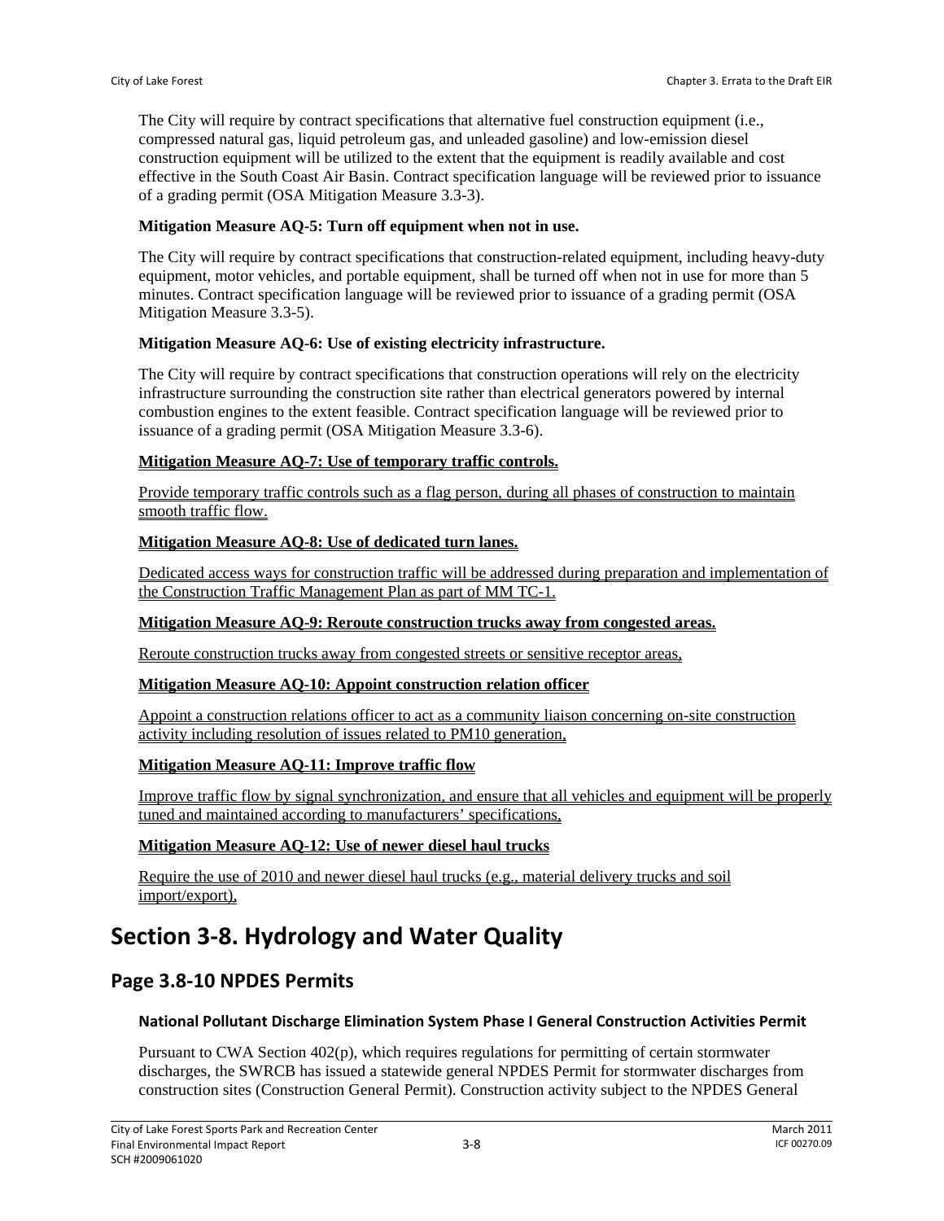The City will require by contract specifications that alternative fuel construction equipment (i.e., compressed natural gas, liquid petroleum gas, and unleaded gasoline) and low-emission diesel construction equipment will be utilized to the extent that the equipment is readily available and cost effective in the South Coast Air Basin. Contract specification language will be reviewed prior to issuance of a grading permit (OSA Mitigation Measure 3.3-3).

**Mitigation Measure AQ-5: Turn off equipment when not in use.**

The City will require by contract specifications that construction-related equipment, including heavy-duty equipment, motor vehicles, and portable equipment, shall be turned off when not in use for more than 5 minutes. Contract specification language will be reviewed prior to issuance of a grading permit (OSA Mitigation Measure 3.3-5).

**Mitigation Measure AQ-6: Use of existing electricity infrastructure.**

The City will require by contract specifications that construction operations will rely on the electricity infrastructure surrounding the construction site rather than electrical generators powered by internal combustion engines to the extent feasible. Contract specification language will be reviewed prior to issuance of a grading permit (OSA Mitigation Measure 3.3-6).

**Mitigation Measure AQ-7: Use of temporary traffic controls.**

Provide temporary traffic controls such as a flag person, during all phases of construction to maintain smooth traffic flow.

**Mitigation Measure AQ-8: Use of dedicated turn lanes.**

Dedicated access ways for construction traffic will be addressed during preparation and implementation of the Construction Traffic Management Plan as part of MM TC-1.

**Mitigation Measure AQ-9: Reroute construction trucks away from congested areas.**

Reroute construction trucks away from congested streets or sensitive receptor areas,

**Mitigation Measure AQ-10: Appoint construction relation officer**

Appoint a construction relations officer to act as a community liaison concerning on-site construction activity including resolution of issues related to PM10 generation,

**Mitigation Measure AQ-11: Improve traffic flow**

Improve traffic flow by signal synchronization, and ensure that all vehicles and equipment will be properly tuned and maintained according to manufacturers' specifications,

**Mitigation Measure AQ-12: Use of newer diesel haul trucks**

Require the use of 2010 and newer diesel haul trucks (e.g., material delivery trucks and soil import/export),

# Section 3-8. Hydrology and Water Quality

## Page 3.8-10 NPDES Permits

### National Pollutant Discharge Elimination System Phase I General Construction Activities Permit

Pursuant to CWA Section 402(p), which requires regulations for permitting of certain stormwater discharges, the SWRCB has issued a statewide general NPDES Permit for stormwater discharges from construction sites (Construction General Permit). Construction activity subject to the NPDES General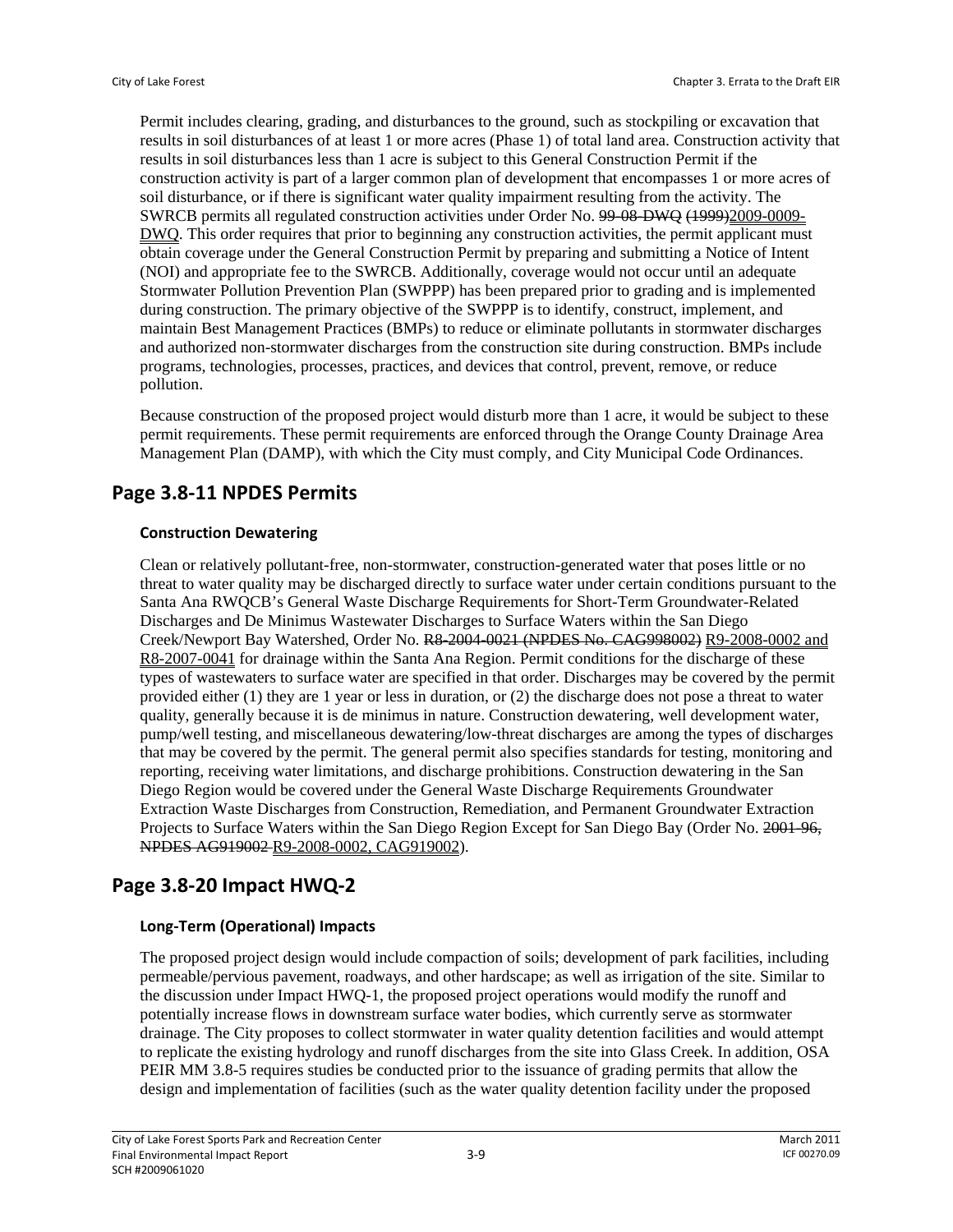Permit includes clearing, grading, and disturbances to the ground, such as stockpiling or excavation that results in soil disturbances of at least 1 or more acres (Phase 1) of total land area. Construction activity that results in soil disturbances less than 1 acre is subject to this General Construction Permit if the construction activity is part of a larger common plan of development that encompasses 1 or more acres of soil disturbance, or if there is significant water quality impairment resulting from the activity. The SWRCB permits all regulated construction activities under Order No. ~~99-08-DWQ (1999)~~2009-0009-DWQ. This order requires that prior to beginning any construction activities, the permit applicant must obtain coverage under the General Construction Permit by preparing and submitting a Notice of Intent (NOI) and appropriate fee to the SWRCB. Additionally, coverage would not occur until an adequate Stormwater Pollution Prevention Plan (SWPPP) has been prepared prior to grading and is implemented during construction. The primary objective of the SWPPP is to identify, construct, implement, and maintain Best Management Practices (BMPs) to reduce or eliminate pollutants in stormwater discharges and authorized non-stormwater discharges from the construction site during construction. BMPs include programs, technologies, processes, practices, and devices that control, prevent, remove, or reduce pollution.

Because construction of the proposed project would disturb more than 1 acre, it would be subject to these permit requirements. These permit requirements are enforced through the Orange County Drainage Area Management Plan (DAMP), with which the City must comply, and City Municipal Code Ordinances.

## Page 3.8-11 NPDES Permits

### Construction Dewatering

Clean or relatively pollutant-free, non-stormwater, construction-generated water that poses little or no threat to water quality may be discharged directly to surface water under certain conditions pursuant to the Santa Ana RWQCB's General Waste Discharge Requirements for Short-Term Groundwater-Related Discharges and De Minimus Wastewater Discharges to Surface Waters within the San Diego Creek/Newport Bay Watershed, Order No. ~~R8-2004-0021 (NPDES No. CAG998002)~~ R9-2008-0002 and R8-2007-0041 for drainage within the Santa Ana Region. Permit conditions for the discharge of these types of wastewaters to surface water are specified in that order. Discharges may be covered by the permit provided either (1) they are 1 year or less in duration, or (2) the discharge does not pose a threat to water quality, generally because it is de minimus in nature. Construction dewatering, well development water, pump/well testing, and miscellaneous dewatering/low-threat discharges are among the types of discharges that may be covered by the permit. The general permit also specifies standards for testing, monitoring and reporting, receiving water limitations, and discharge prohibitions. Construction dewatering in the San Diego Region would be covered under the General Waste Discharge Requirements Groundwater Extraction Waste Discharges from Construction, Remediation, and Permanent Groundwater Extraction Projects to Surface Waters within the San Diego Region Except for San Diego Bay (Order No. ~~2001-96, NPDES AG919002~~ R9-2008-0002, CAG919002).

## Page 3.8-20 Impact HWQ-2

### Long-Term (Operational) Impacts

The proposed project design would include compaction of soils; development of park facilities, including permeable/pervious pavement, roadways, and other hardscape; as well as irrigation of the site. Similar to the discussion under Impact HWQ-1, the proposed project operations would modify the runoff and potentially increase flows in downstream surface water bodies, which currently serve as stormwater drainage. The City proposes to collect stormwater in water quality detention facilities and would attempt to replicate the existing hydrology and runoff discharges from the site into Glass Creek. In addition, OSA PEIR MM 3.8-5 requires studies be conducted prior to the issuance of grading permits that allow the design and implementation of facilities (such as the water quality detention facility under the proposed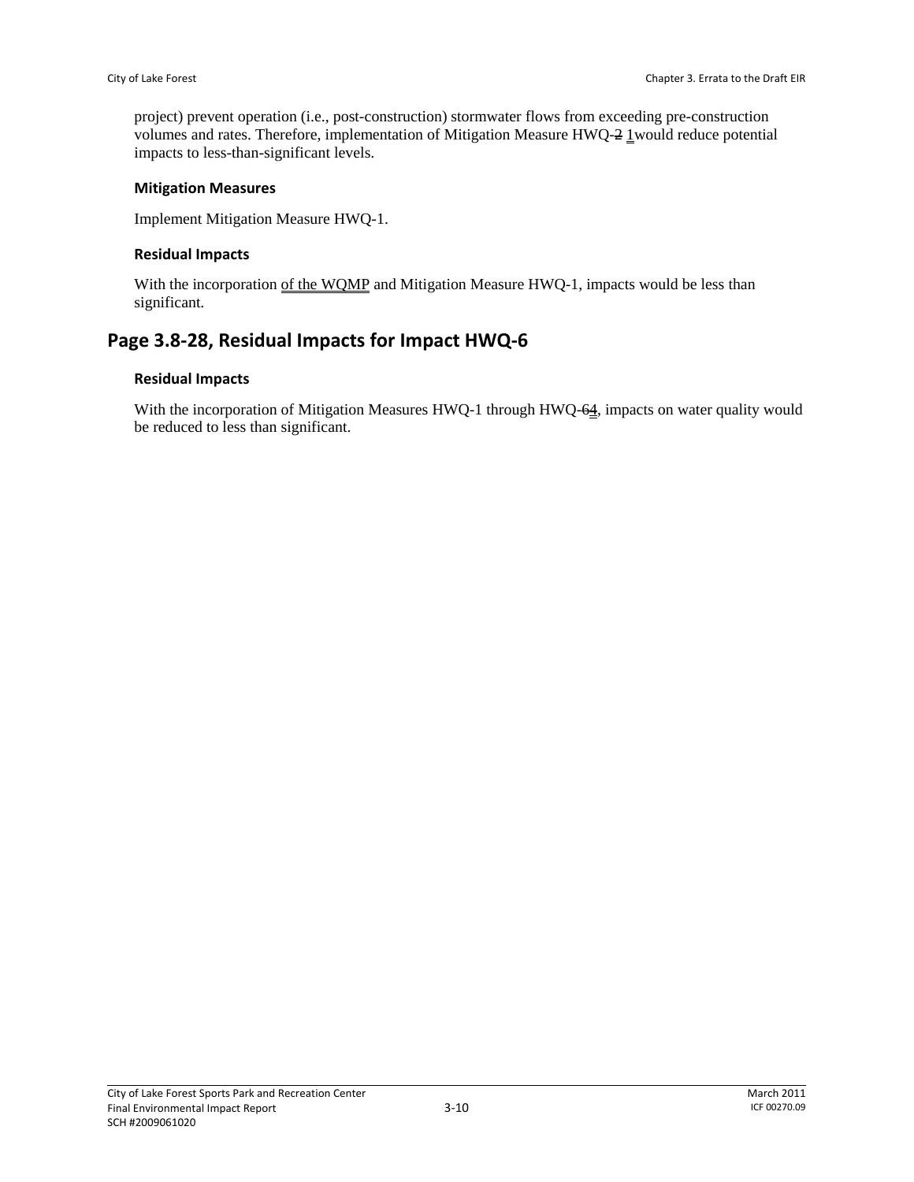project) prevent operation (i.e., post-construction) stormwater flows from exceeding pre-construction volumes and rates. Therefore, implementation of Mitigation Measure HWQ-~~2~~ <u>1</u>would reduce potential impacts to less-than-significant levels.

### Mitigation Measures

Implement Mitigation Measure HWQ-1.

### Residual Impacts

With the incorporation <u>of the WQMP</u> and Mitigation Measure HWQ-1, impacts would be less than significant.

## Page 3.8-28, Residual Impacts for Impact HWQ-6

### Residual Impacts

With the incorporation of Mitigation Measures HWQ-1 through HWQ-~~6~~<u>4</u>, impacts on water quality would be reduced to less than significant.